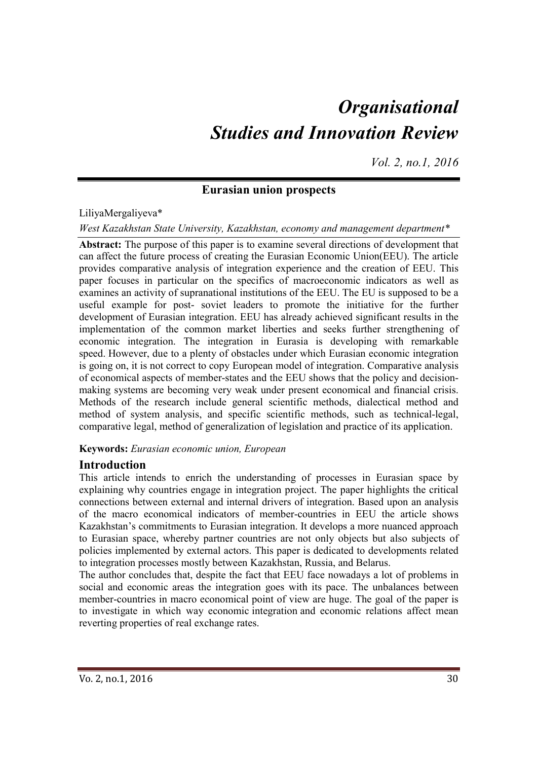# *Organisational Studies and Innovation Review*

*Vol. 2, no.1, 2016*

## Eurasian union prospects

LiliyaMergaliyeva*

*West Kazakhstan State University, Kazakhstan, economy and management department**

**Abstract:** The purpose of this paper is to examine several directions of development that can affect the future process of creating the Eurasian Economic Union(EEU). The article provides comparative analysis of integration experience and the creation of EEU. This paper focuses in particular on the specifics of macroeconomic indicators as well as examines an activity of supranational institutions of the EEU. The EU is supposed to be a useful example for post- soviet leaders to promote the initiative for the further development of Eurasian integration. EEU has already achieved significant results in the implementation of the common market liberties and seeks further strengthening of economic integration. The integration in Eurasia is developing with remarkable speed. However, due to a plenty of obstacles under which Eurasian economic integration is going on, it is not correct to copy European model of integration. Comparative analysis of economical aspects of member-states and the EEU shows that the policy and decision-making systems are becoming very weak under present economical and financial crisis. Methods of the research include general scientific methods, dialectical method and method of system analysis, and specific scientific methods, such as technical-legal, comparative legal, method of generalization of legislation and practice of its application.

**Keywords:** *Eurasian economic union, European*

## Introduction

This article intends to enrich the understanding of processes in Eurasian space by explaining why countries engage in integration project. The paper highlights the critical connections between external and internal drivers of integration. Based upon an analysis of the macro economical indicators of member-countries in EEU the article shows Kazakhstan's commitments to Eurasian integration. It develops a more nuanced approach to Eurasian space, whereby partner countries are not only objects but also subjects of policies implemented by external actors. This paper is dedicated to developments related to integration processes mostly between Kazakhstan, Russia, and Belarus.

The author concludes that, despite the fact that EEU face nowadays a lot of problems in social and economic areas the integration goes with its pace. The unbalances between member-countries in macro economical point of view are huge. The goal of the paper is to investigate in which way economic integration and economic relations affect mean reverting properties of real exchange rates.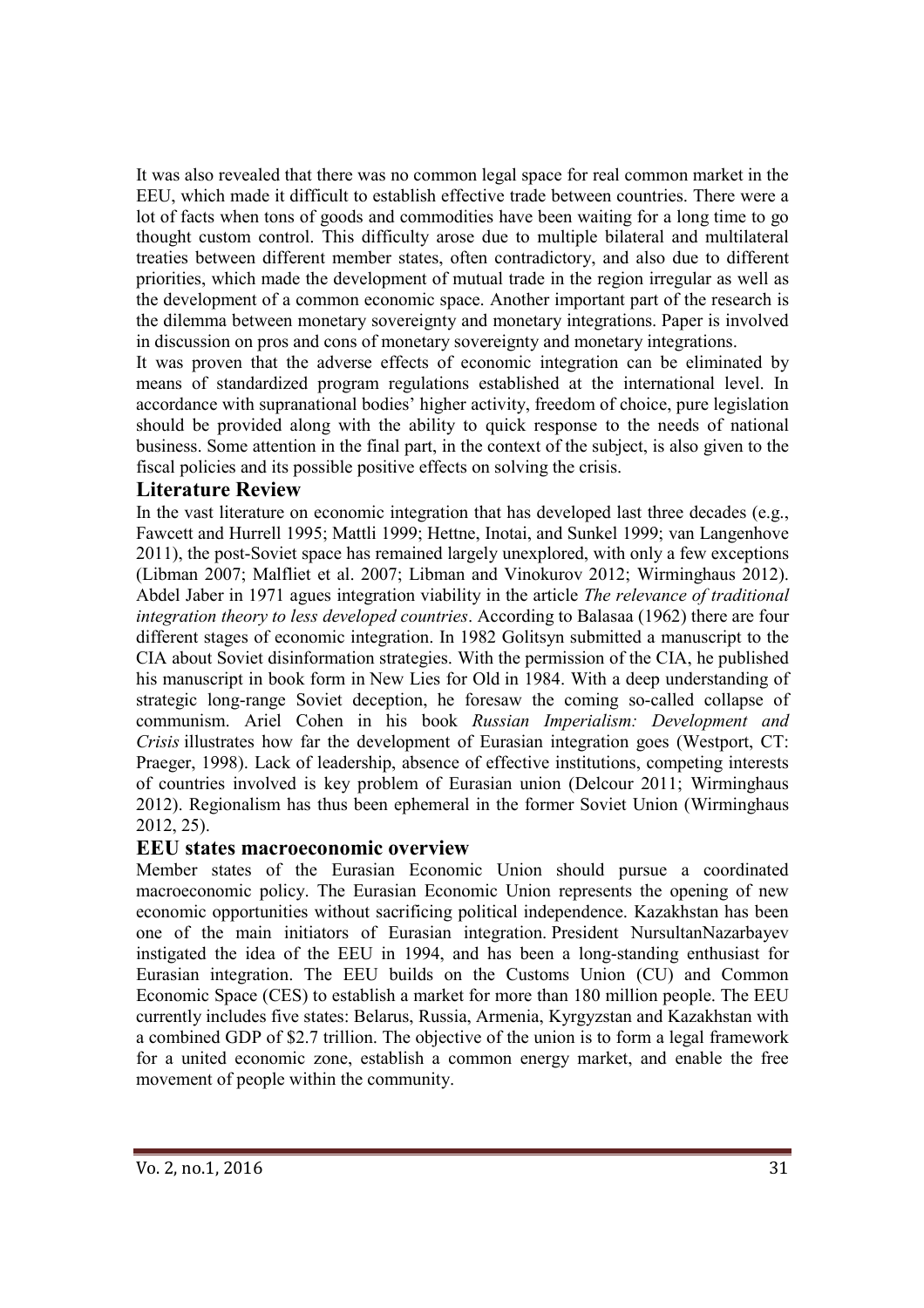It was also revealed that there was no common legal space for real common market in the EEU, which made it difficult to establish effective trade between countries. There were a lot of facts when tons of goods and commodities have been waiting for a long time to go thought custom control. This difficulty arose due to multiple bilateral and multilateral treaties between different member states, often contradictory, and also due to different priorities, which made the development of mutual trade in the region irregular as well as the development of a common economic space. Another important part of the research is the dilemma between monetary sovereignty and monetary integrations. Paper is involved in discussion on pros and cons of monetary sovereignty and monetary integrations.

It was proven that the adverse effects of economic integration can be eliminated by means of standardized program regulations established at the international level. In accordance with supranational bodies' higher activity, freedom of choice, pure legislation should be provided along with the ability to quick response to the needs of national business. Some attention in the final part, in the context of the subject, is also given to the fiscal policies and its possible positive effects on solving the crisis.

## Literature Review

In the vast literature on economic integration that has developed last three decades (e.g., Fawcett and Hurrell 1995; Mattli 1999; Hettne, Inotai, and Sunkel 1999; van Langenhove 2011), the post-Soviet space has remained largely unexplored, with only a few exceptions (Libman 2007; Malfliet et al. 2007; Libman and Vinokurov 2012; Wirminghaus 2012). Abdel Jaber in 1971 agues integration viability in the article *The relevance of traditional integration theory to less developed countries*. According to Balasaa (1962) there are four different stages of economic integration. In 1982 Golitsyn submitted a manuscript to the CIA about Soviet disinformation strategies. With the permission of the CIA, he published his manuscript in book form in New Lies for Old in 1984. With a deep understanding of strategic long-range Soviet deception, he foresaw the coming so-called collapse of communism. Ariel Cohen in his book *Russian Imperialism: Development and Crisis* illustrates how far the development of Eurasian integration goes (Westport, CT: Praeger, 1998). Lack of leadership, absence of effective institutions, competing interests of countries involved is key problem of Eurasian union (Delcour 2011; Wirminghaus 2012). Regionalism has thus been ephemeral in the former Soviet Union (Wirminghaus 2012, 25).

## EEU states macroeconomic overview

Member states of the Eurasian Economic Union should pursue a coordinated macroeconomic policy. The Eurasian Economic Union represents the opening of new economic opportunities without sacrificing political independence. Kazakhstan has been one of the main initiators of Eurasian integration. President NursultanNazarbayev instigated the idea of the EEU in 1994, and has been a long-standing enthusiast for Eurasian integration. The EEU builds on the Customs Union (CU) and Common Economic Space (CES) to establish a market for more than 180 million people. The EEU currently includes five states: Belarus, Russia, Armenia, Kyrgyzstan and Kazakhstan with a combined GDP of $2.7 trillion. The objective of the union is to form a legal framework for a united economic zone, establish a common energy market, and enable the free movement of people within the community.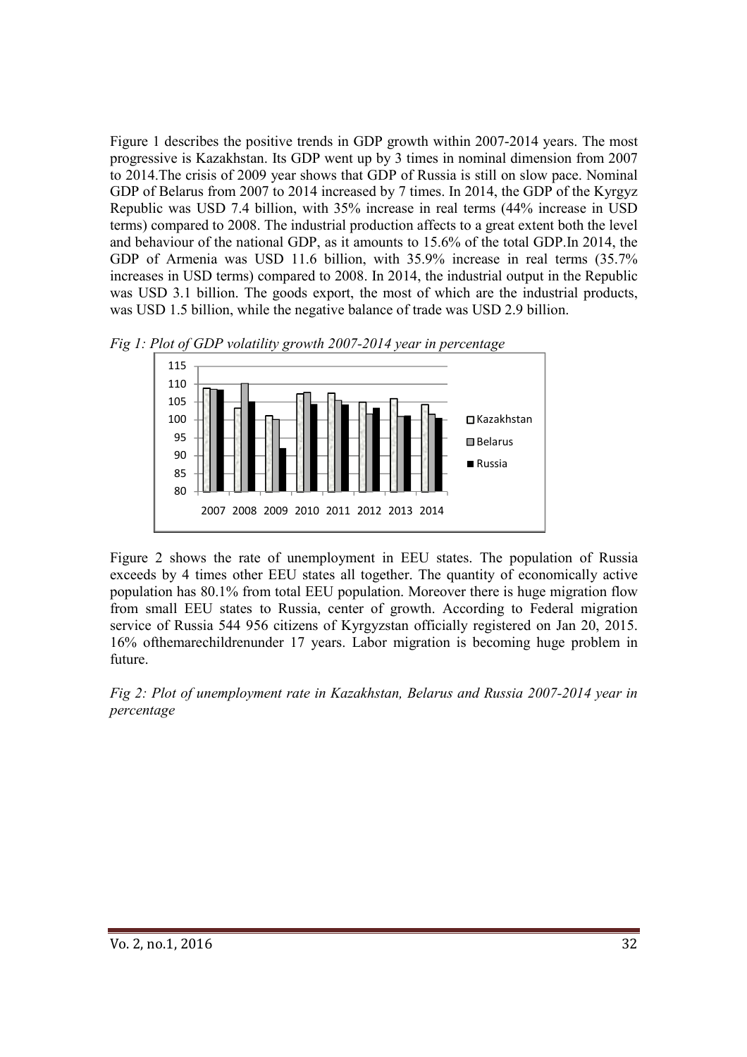Figure 1 describes the positive trends in GDP growth within 2007-2014 years. The most progressive is Kazakhstan. Its GDP went up by 3 times in nominal dimension from 2007 to 2014.The crisis of 2009 year shows that GDP of Russia is still on slow pace. Nominal GDP of Belarus from 2007 to 2014 increased by 7 times. In 2014, the GDP of the Kyrgyz Republic was USD 7.4 billion, with 35% increase in real terms (44% increase in USD terms) compared to 2008. The industrial production affects to a great extent both the level and behaviour of the national GDP, as it amounts to 15.6% of the total GDP.In 2014, the GDP of Armenia was USD 11.6 billion, with 35.9% increase in real terms (35.7% increases in USD terms) compared to 2008. In 2014, the industrial output in the Republic was USD 3.1 billion. The goods export, the most of which are the industrial products, was USD 1.5 billion, while the negative balance of trade was USD 2.9 billion.

*Fig 1: Plot of GDP volatility growth 2007-2014 year in percentage*

Figure 2 shows the rate of unemployment in EEU states. The population of Russia exceeds by 4 times other EEU states all together. The quantity of economically active population has 80.1% from total EEU population. Moreover there is huge migration flow from small EEU states to Russia, center of growth. According to Federal migration service of Russia 544 956 citizens of Kyrgyzstan officially registered on Jan 20, 2015. 16% ofthemarechildrenunder 17 years. Labor migration is becoming huge problem in future.

*Fig 2: Plot of unemployment rate in Kazakhstan, Belarus and Russia 2007-2014 year in percentage*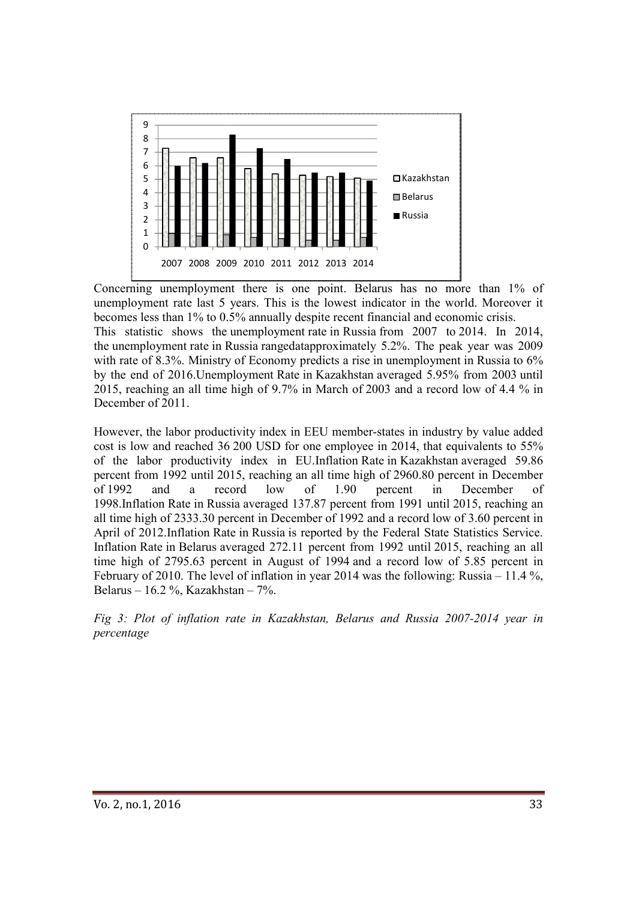Concerning unemployment there is one point. Belarus has no more than 1% of unemployment rate last 5 years. This is the lowest indicator in the world. Moreover it becomes less than 1% to 0.5% annually despite recent financial and economic crisis.
This statistic shows the unemployment rate in Russia from 2007 to 2014. In 2014, the unemployment rate in Russia rangedatapproximately 5.2%. The peak year was 2009 with rate of 8.3%. Ministry of Economy predicts a rise in unemployment in Russia to 6% by the end of 2016.Unemployment Rate in Kazakhstan averaged 5.95% from 2003 until 2015, reaching an all time high of 9.7% in March of 2003 and a record low of 4.4 % in December of 2011.

However, the labor productivity index in EEU member-states in industry by value added cost is low and reached 36 200 USD for one employee in 2014, that equivalents to 55% of the labor productivity index in EU.Inflation Rate in Kazakhstan averaged 59.86 percent from 1992 until 2015, reaching an all time high of 2960.80 percent in December of 1992 and a record low of 1.90 percent in December of 1998.Inflation Rate in Russia averaged 137.87 percent from 1991 until 2015, reaching an all time high of 2333.30 percent in December of 1992 and a record low of 3.60 percent in April of 2012.Inflation Rate in Russia is reported by the Federal State Statistics Service. Inflation Rate in Belarus averaged 272.11 percent from 1992 until 2015, reaching an all time high of 2795.63 percent in August of 1994 and a record low of 5.85 percent in February of 2010. The level of inflation in year 2014 was the following: Russia – 11.4 %, Belarus – 16.2 %, Kazakhstan – 7%.

*Fig 3: Plot of inflation rate in Kazakhstan, Belarus and Russia 2007-2014 year in percentage*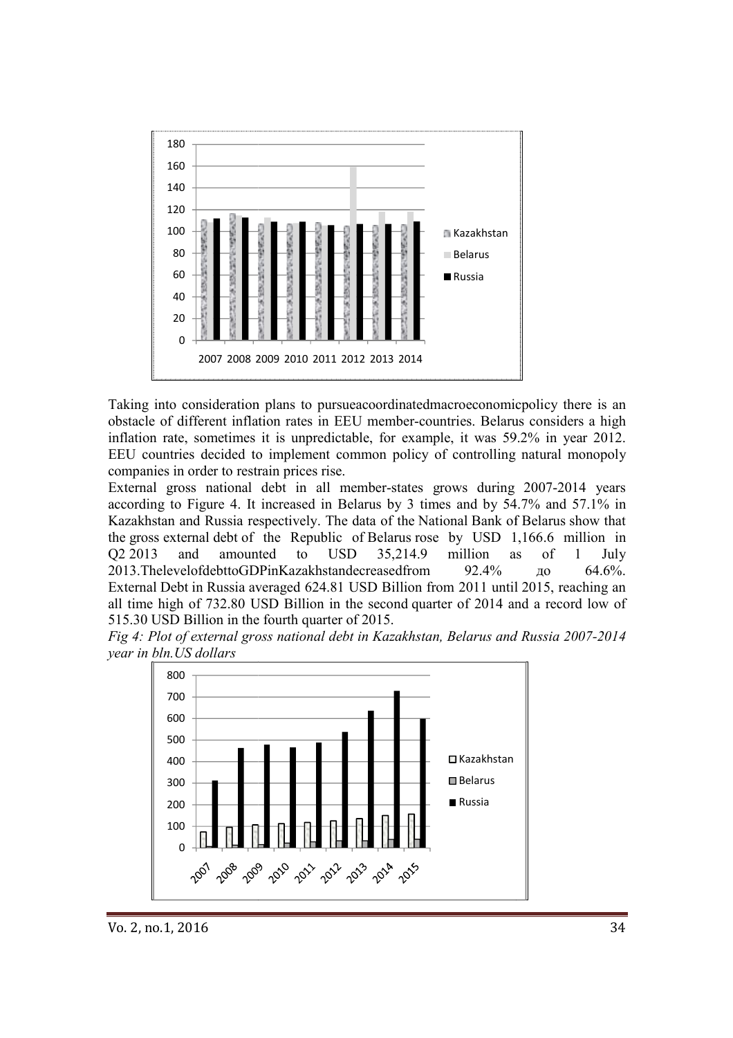Taking into consideration plans to pursueacoordinatedmacroeconomicpolicy there is an obstacle of different inflation rates in EEU member-countries. Belarus considers a high inflation rate, sometimes it is unpredictable, for example, it was 59.2% in year 2012. EEU countries decided to implement common policy of controlling natural monopoly companies in order to restrain prices rise.

External gross national debt in all member-states grows during 2007-2014 years according to Figure 4. It increased in Belarus by 3 times and by 54.7% and 57.1% in Kazakhstan and Russia respectively. The data of the National Bank of Belarus show that the gross external debt of the Republic of Belarus rose by USD 1,166.6 million in Q2 2013 and amounted to USD 35,214.9 million as of 1 July 2013.ThelevelofdebttoGDPinKazakhstandecreasedfrom 92.4% до 64.6%. External Debt in Russia averaged 624.81 USD Billion from 2011 until 2015, reaching an all time high of 732.80 USD Billion in the second quarter of 2014 and a record low of 515.30 USD Billion in the fourth quarter of 2015.

*Fig 4: Plot of external gross national debt in Kazakhstan, Belarus and Russia 2007-2014 year in bln.US dollars*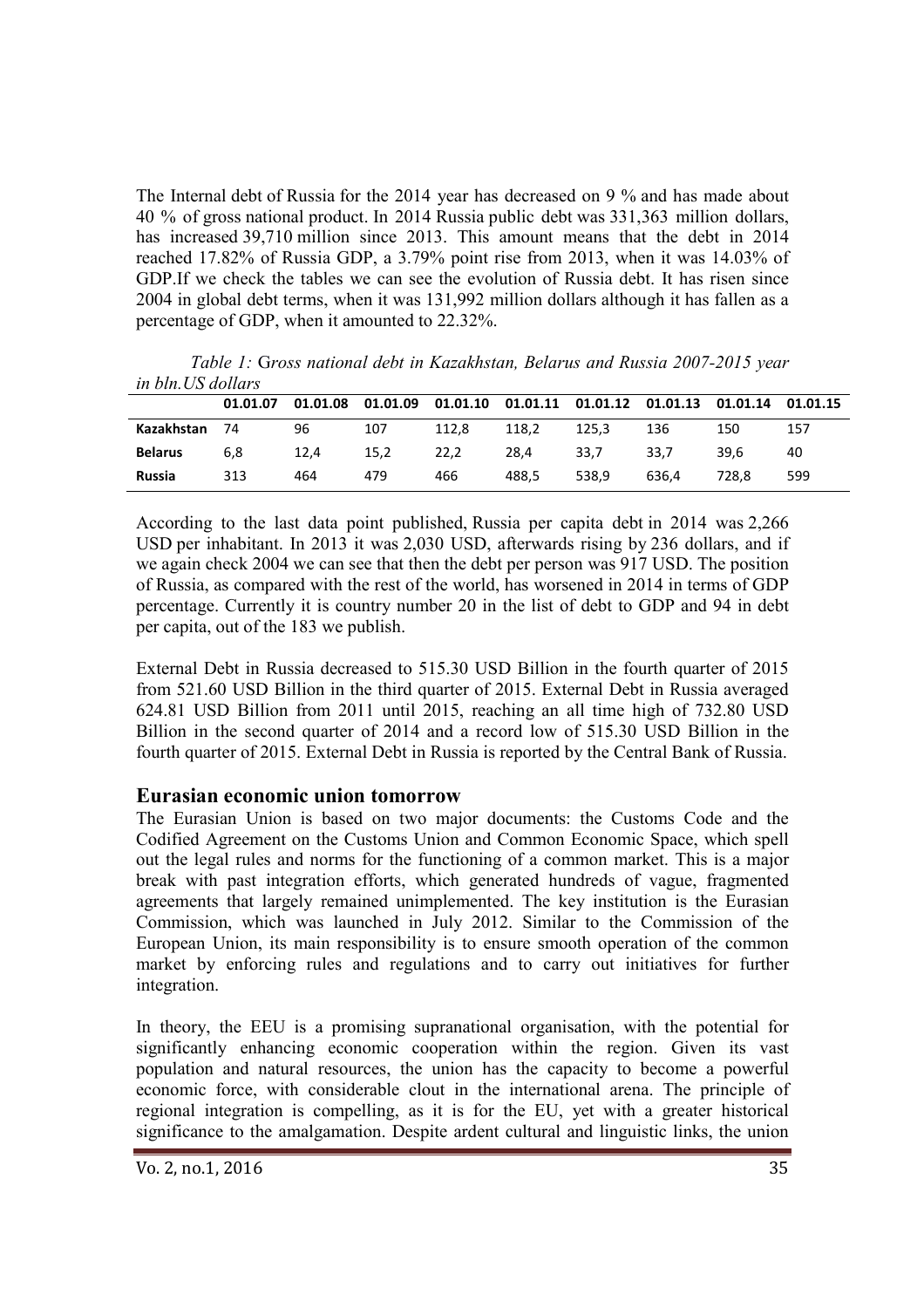The Internal debt of Russia for the 2014 year has decreased on 9 % and has made about 40 % of gross national product. In 2014 Russia public debt was 331,363 million dollars, has increased 39,710 million since 2013. This amount means that the debt in 2014 reached 17.82% of Russia GDP, a 3.79% point rise from 2013, when it was 14.03% of GDP.If we check the tables we can see the evolution of Russia debt. It has risen since 2004 in global debt terms, when it was 131,992 million dollars although it has fallen as a percentage of GDP, when it amounted to 22.32%.

*Table 1:* *Gross national debt in Kazakhstan, Belarus and Russia 2007-2015 year in bln.US dollars*

| | 01.01.07 | 01.01.08 | 01.01.09 | 01.01.10 | 01.01.11 | 01.01.12 | 01.01.13 | 01.01.14 | 01.01.15 |
|---|---|---|---|---|---|---|---|---|---|
| **Kazakhstan** | 74 | 96 | 107 | 112,8 | 118,2 | 125,3 | 136 | 150 | 157 |
| **Belarus** | 6,8 | 12,4 | 15,2 | 22,2 | 28,4 | 33,7 | 33,7 | 39,6 | 40 |
| **Russia** | 313 | 464 | 479 | 466 | 488,5 | 538,9 | 636,4 | 728,8 | 599 |

According to the last data point published, Russia per capita debt in 2014 was 2,266 USD per inhabitant. In 2013 it was 2,030 USD, afterwards rising by 236 dollars, and if we again check 2004 we can see that then the debt per person was 917 USD. The position of Russia, as compared with the rest of the world, has worsened in 2014 in terms of GDP percentage. Currently it is country number 20 in the list of debt to GDP and 94 in debt per capita, out of the 183 we publish.

External Debt in Russia decreased to 515.30 USD Billion in the fourth quarter of 2015 from 521.60 USD Billion in the third quarter of 2015. External Debt in Russia averaged 624.81 USD Billion from 2011 until 2015, reaching an all time high of 732.80 USD Billion in the second quarter of 2014 and a record low of 515.30 USD Billion in the fourth quarter of 2015. External Debt in Russia is reported by the Central Bank of Russia.

## Eurasian economic union tomorrow

The Eurasian Union is based on two major documents: the Customs Code and the Codified Agreement on the Customs Union and Common Economic Space, which spell out the legal rules and norms for the functioning of a common market. This is a major break with past integration efforts, which generated hundreds of vague, fragmented agreements that largely remained unimplemented. The key institution is the Eurasian Commission, which was launched in July 2012. Similar to the Commission of the European Union, its main responsibility is to ensure smooth operation of the common market by enforcing rules and regulations and to carry out initiatives for further integration.

In theory, the EEU is a promising supranational organisation, with the potential for significantly enhancing economic cooperation within the region. Given its vast population and natural resources, the union has the capacity to become a powerful economic force, with considerable clout in the international arena. The principle of regional integration is compelling, as it is for the EU, yet with a greater historical significance to the amalgamation. Despite ardent cultural and linguistic links, the union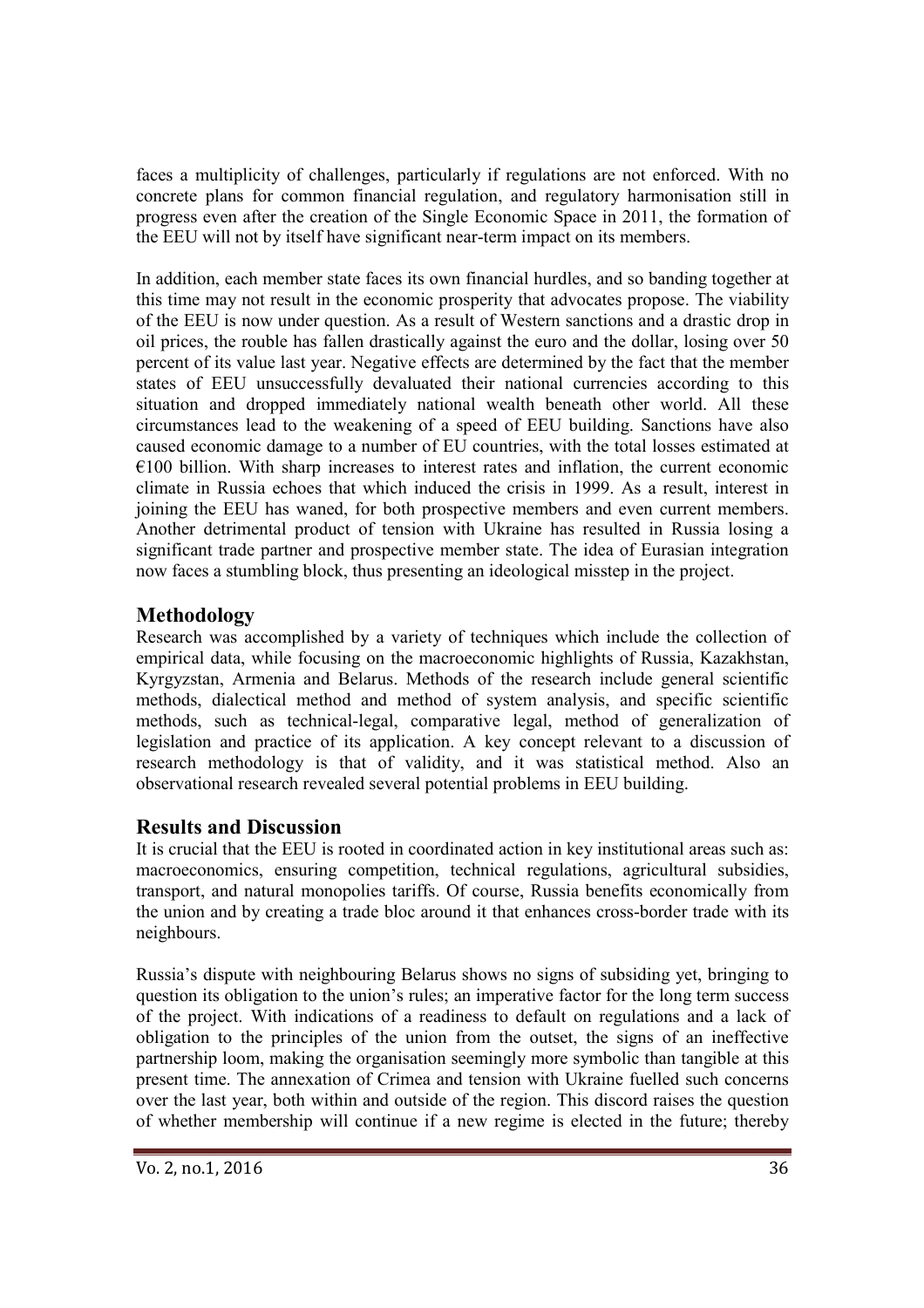faces a multiplicity of challenges, particularly if regulations are not enforced. With no concrete plans for common financial regulation, and regulatory harmonisation still in progress even after the creation of the Single Economic Space in 2011, the formation of the EEU will not by itself have significant near-term impact on its members.

In addition, each member state faces its own financial hurdles, and so banding together at this time may not result in the economic prosperity that advocates propose. The viability of the EEU is now under question. As a result of Western sanctions and a drastic drop in oil prices, the rouble has fallen drastically against the euro and the dollar, losing over 50 percent of its value last year. Negative effects are determined by the fact that the member states of EEU unsuccessfully devaluated their national currencies according to this situation and dropped immediately national wealth beneath other world. All these circumstances lead to the weakening of a speed of EEU building. Sanctions have also caused economic damage to a number of EU countries, with the total losses estimated at €100 billion. With sharp increases to interest rates and inflation, the current economic climate in Russia echoes that which induced the crisis in 1999. As a result, interest in joining the EEU has waned, for both prospective members and even current members. Another detrimental product of tension with Ukraine has resulted in Russia losing a significant trade partner and prospective member state. The idea of Eurasian integration now faces a stumbling block, thus presenting an ideological misstep in the project.

## Methodology

Research was accomplished by a variety of techniques which include the collection of empirical data, while focusing on the macroeconomic highlights of Russia, Kazakhstan, Kyrgyzstan, Armenia and Belarus. Methods of the research include general scientific methods, dialectical method and method of system analysis, and specific scientific methods, such as technical-legal, comparative legal, method of generalization of legislation and practice of its application. A key concept relevant to a discussion of research methodology is that of validity, and it was statistical method. Also an observational research revealed several potential problems in EEU building.

## Results and Discussion

It is crucial that the EEU is rooted in coordinated action in key institutional areas such as: macroeconomics, ensuring competition, technical regulations, agricultural subsidies, transport, and natural monopolies tariffs. Of course, Russia benefits economically from the union and by creating a trade bloc around it that enhances cross-border trade with its neighbours.

Russia's dispute with neighbouring Belarus shows no signs of subsiding yet, bringing to question its obligation to the union's rules; an imperative factor for the long term success of the project. With indications of a readiness to default on regulations and a lack of obligation to the principles of the union from the outset, the signs of an ineffective partnership loom, making the organisation seemingly more symbolic than tangible at this present time. The annexation of Crimea and tension with Ukraine fuelled such concerns over the last year, both within and outside of the region. This discord raises the question of whether membership will continue if a new regime is elected in the future; thereby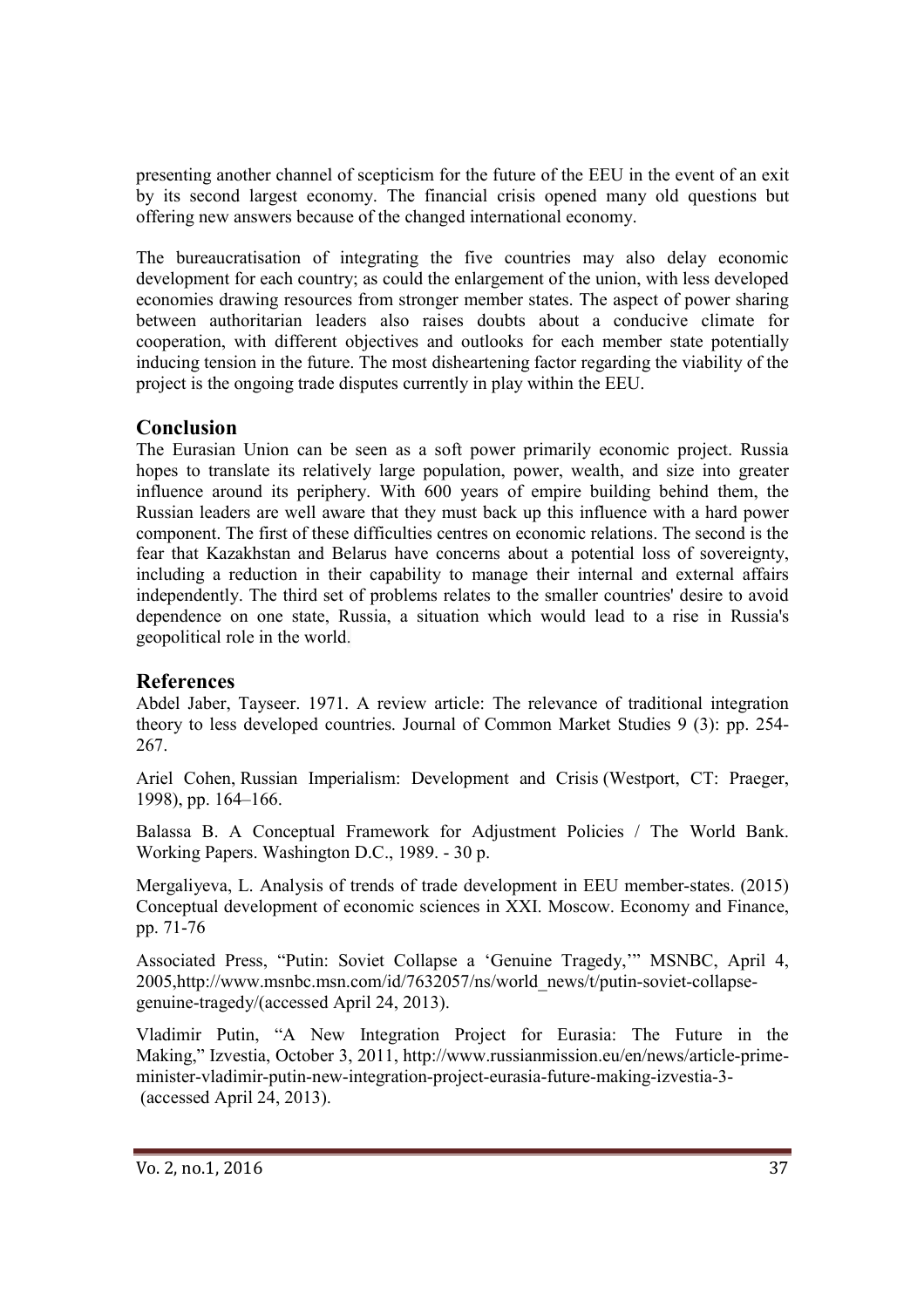presenting another channel of scepticism for the future of the EEU in the event of an exit by its second largest economy. The financial crisis opened many old questions but offering new answers because of the changed international economy.

The bureaucratisation of integrating the five countries may also delay economic development for each country; as could the enlargement of the union, with less developed economies drawing resources from stronger member states. The aspect of power sharing between authoritarian leaders also raises doubts about a conducive climate for cooperation, with different objectives and outlooks for each member state potentially inducing tension in the future. The most disheartening factor regarding the viability of the project is the ongoing trade disputes currently in play within the EEU.

## Conclusion

The Eurasian Union can be seen as a soft power primarily economic project. Russia hopes to translate its relatively large population, power, wealth, and size into greater influence around its periphery. With 600 years of empire building behind them, the Russian leaders are well aware that they must back up this influence with a hard power component. The first of these difficulties centres on economic relations. The second is the fear that Kazakhstan and Belarus have concerns about a potential loss of sovereignty, including a reduction in their capability to manage their internal and external affairs independently. The third set of problems relates to the smaller countries' desire to avoid dependence on one state, Russia, a situation which would lead to a rise in Russia's geopolitical role in the world.

## References

Abdel Jaber, Tayseer. 1971. A review article: The relevance of traditional integration theory to less developed countries. Journal of Common Market Studies 9 (3): pp. 254-267.

Ariel Cohen, Russian Imperialism: Development and Crisis (Westport, CT: Praeger, 1998), pp. 164–166.

Balassa B. A Conceptual Framework for Adjustment Policies / The World Bank. Working Papers. Washington D.C., 1989. - 30 p.

Mergaliyeva, L. Analysis of trends of trade development in EEU member-states. (2015) Conceptual development of economic sciences in XXI. Moscow. Economy and Finance, pp. 71-76

Associated Press, "Putin: Soviet Collapse a 'Genuine Tragedy,'" MSNBC, April 4, 2005,http://www.msnbc.msn.com/id/7632057/ns/world_news/t/putin-soviet-collapse-genuine-tragedy/(accessed April 24, 2013).

Vladimir Putin, "A New Integration Project for Eurasia: The Future in the Making," Izvestia, October 3, 2011, http://www.russianmission.eu/en/news/article-prime-minister-vladimir-putin-new-integration-project-eurasia-future-making-izvestia-3- (accessed April 24, 2013).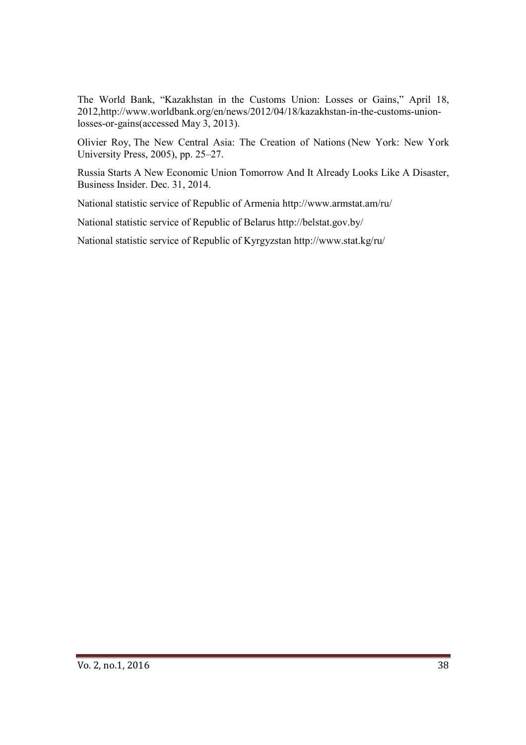The World Bank, "Kazakhstan in the Customs Union: Losses or Gains," April 18, 2012,http://www.worldbank.org/en/news/2012/04/18/kazakhstan-in-the-customs-union-losses-or-gains(accessed May 3, 2013).

Olivier Roy, The New Central Asia: The Creation of Nations (New York: New York University Press, 2005), pp. 25–27.

Russia Starts A New Economic Union Tomorrow And It Already Looks Like A Disaster, Business Insider. Dec. 31, 2014.

National statistic service of Republic of Armenia http://www.armstat.am/ru/

National statistic service of Republic of Belarus http://belstat.gov.by/

National statistic service of Republic of Kyrgyzstan http://www.stat.kg/ru/